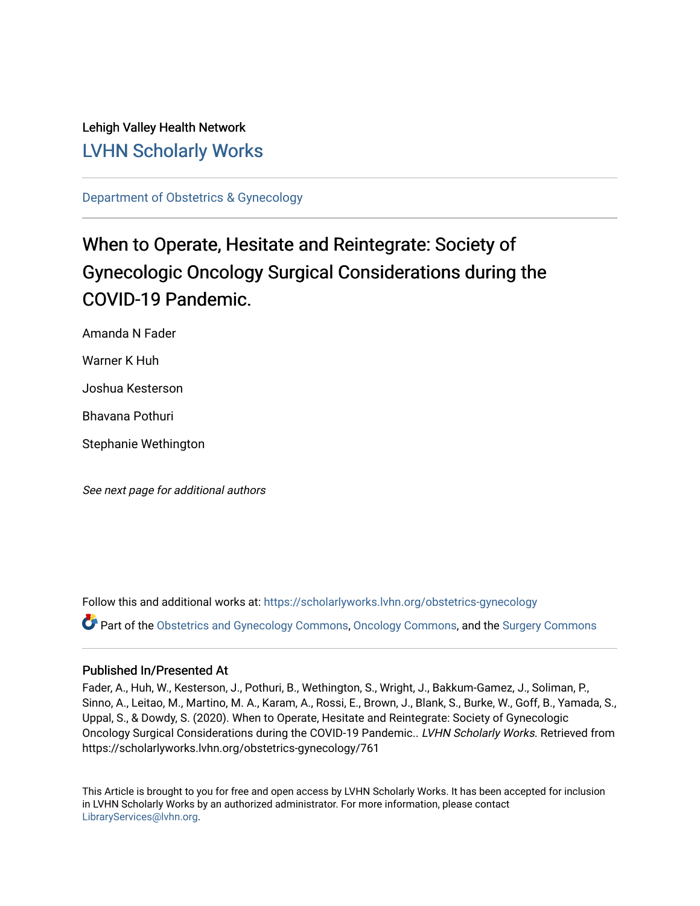Lehigh Valley Health Network

LVHN Scholarly Works

Department of Obstetrics & Gynecology

# When to Operate, Hesitate and Reintegrate: Society of Gynecologic Oncology Surgical Considerations during the COVID-19 Pandemic.

Amanda N Fader

Warner K Huh

Joshua Kesterson

Bhavana Pothuri

Stephanie Wethington

*See next page for additional authors*

Follow this and additional works at: https://scholarlyworks.lvhn.org/obstetrics-gynecology

Part of the Obstetrics and Gynecology Commons, Oncology Commons, and the Surgery Commons

### Published In/Presented At

Fader, A., Huh, W., Kesterson, J., Pothuri, B., Wethington, S., Wright, J., Bakkum-Gamez, J., Soliman, P., Sinno, A., Leitao, M., Martino, M. A., Karam, A., Rossi, E., Brown, J., Blank, S., Burke, W., Goff, B., Yamada, S., Uppal, S., & Dowdy, S. (2020). When to Operate, Hesitate and Reintegrate: Society of Gynecologic Oncology Surgical Considerations during the COVID-19 Pandemic.. *LVHN Scholarly Works*. Retrieved from https://scholarlyworks.lvhn.org/obstetrics-gynecology/761

This Article is brought to you for free and open access by LVHN Scholarly Works. It has been accepted for inclusion in LVHN Scholarly Works by an authorized administrator. For more information, please contact LibraryServices@lvhn.org.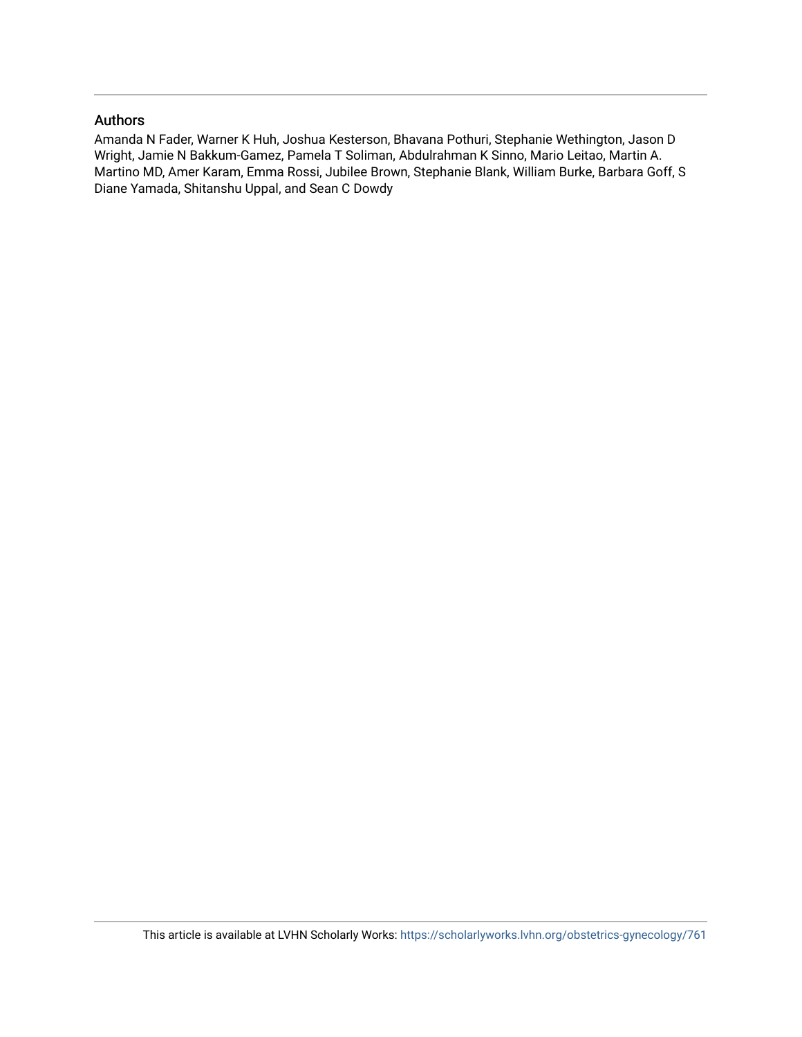## Authors

Amanda N Fader, Warner K Huh, Joshua Kesterson, Bhavana Pothuri, Stephanie Wethington, Jason D Wright, Jamie N Bakkum-Gamez, Pamela T Soliman, Abdulrahman K Sinno, Mario Leitao, Martin A. Martino MD, Amer Karam, Emma Rossi, Jubilee Brown, Stephanie Blank, William Burke, Barbara Goff, S Diane Yamada, Shitanshu Uppal, and Sean C Dowdy

This article is available at LVHN Scholarly Works: https://scholarlyworks.lvhn.org/obstetrics-gynecology/761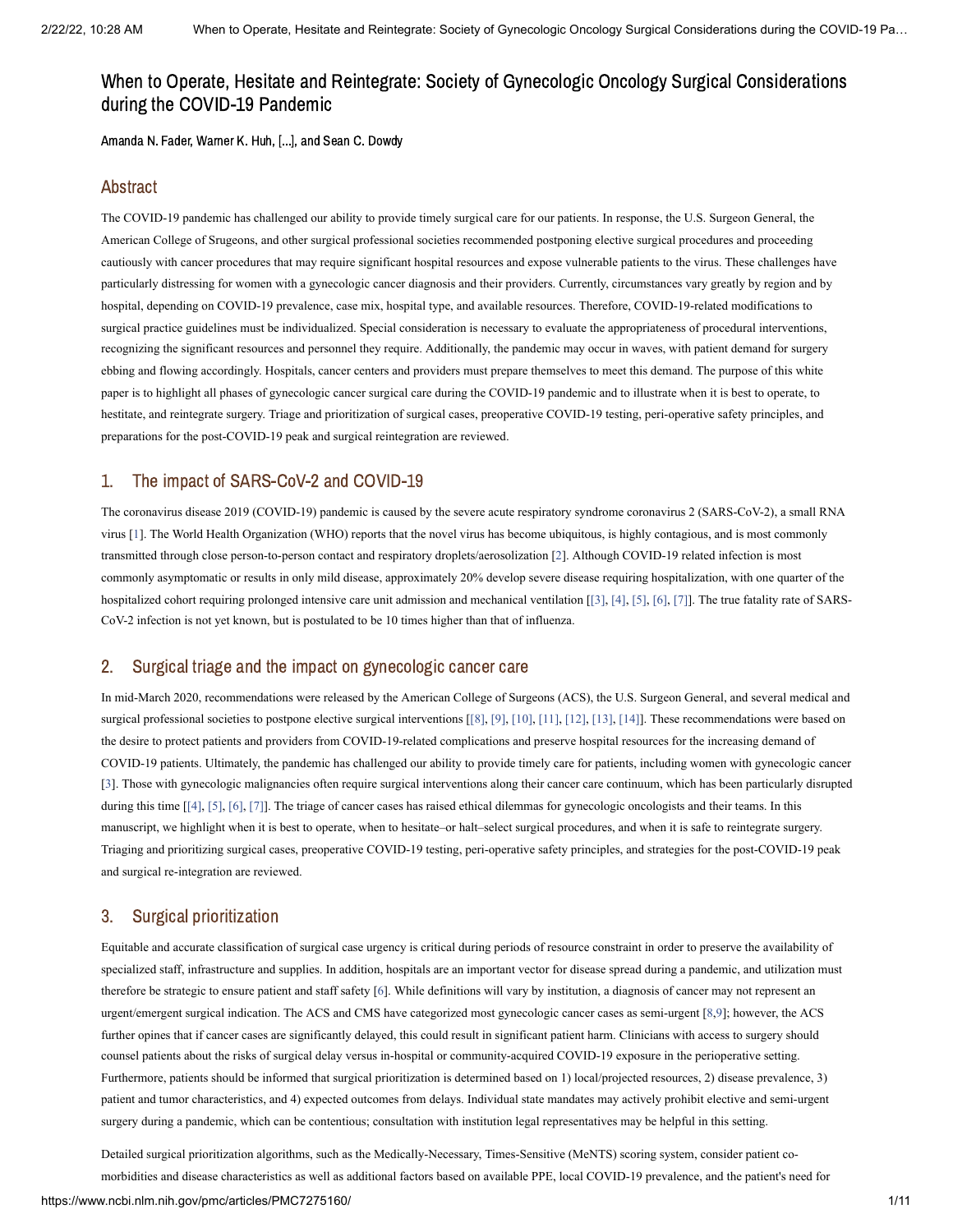# When to Operate, Hesitate and Reintegrate: Society of Gynecologic Oncology Surgical Considerations during the COVID-19 Pandemic

Amanda N. Fader, Warner K. Huh, [...], and Sean C. Dowdy

## Abstract

The COVID-19 pandemic has challenged our ability to provide timely surgical care for our patients. In response, the U.S. Surgeon General, the American College of Srugeons, and other surgical professional societies recommended postponing elective surgical procedures and proceeding cautiously with cancer procedures that may require significant hospital resources and expose vulnerable patients to the virus. These challenges have particularly distressing for women with a gynecologic cancer diagnosis and their providers. Currently, circumstances vary greatly by region and by hospital, depending on COVID-19 prevalence, case mix, hospital type, and available resources. Therefore, COVID-19-related modifications to surgical practice guidelines must be individualized. Special consideration is necessary to evaluate the appropriateness of procedural interventions, recognizing the significant resources and personnel they require. Additionally, the pandemic may occur in waves, with patient demand for surgery ebbing and flowing accordingly. Hospitals, cancer centers and providers must prepare themselves to meet this demand. The purpose of this white paper is to highlight all phases of gynecologic cancer surgical care during the COVID-19 pandemic and to illustrate when it is best to operate, to hesitate, and reintegrate surgery. Triage and prioritization of surgical cases, preoperative COVID-19 testing, peri-operative safety principles, and preparations for the post-COVID-19 peak and surgical reintegration are reviewed.

## 1. The impact of SARS-CoV-2 and COVID-19

The coronavirus disease 2019 (COVID-19) pandemic is caused by the severe acute respiratory syndrome coronavirus 2 (SARS-CoV-2), a small RNA virus [1]. The World Health Organization (WHO) reports that the novel virus has become ubiquitous, is highly contagious, and is most commonly transmitted through close person-to-person contact and respiratory droplets/aerosolization [2]. Although COVID-19 related infection is most commonly asymptomatic or results in only mild disease, approximately 20% develop severe disease requiring hospitalization, with one quarter of the hospitalized cohort requiring prolonged intensive care unit admission and mechanical ventilation [[3], [4], [5], [6], [7]]. The true fatality rate of SARS-CoV-2 infection is not yet known, but is postulated to be 10 times higher than that of influenza.

## 2. Surgical triage and the impact on gynecologic cancer care

In mid-March 2020, recommendations were released by the American College of Surgeons (ACS), the U.S. Surgeon General, and several medical and surgical professional societies to postpone elective surgical interventions [[8], [9], [10], [11], [12], [13], [14]]. These recommendations were based on the desire to protect patients and providers from COVID-19-related complications and preserve hospital resources for the increasing demand of COVID-19 patients. Ultimately, the pandemic has challenged our ability to provide timely care for patients, including women with gynecologic cancer [3]. Those with gynecologic malignancies often require surgical interventions along their cancer care continuum, which has been particularly disrupted during this time [[4], [5], [6], [7]]. The triage of cancer cases has raised ethical dilemmas for gynecologic oncologists and their teams. In this manuscript, we highlight when it is best to operate, when to hesitate–or halt–select surgical procedures, and when it is safe to reintegrate surgery. Triaging and prioritizing surgical cases, preoperative COVID-19 testing, peri-operative safety principles, and strategies for the post-COVID-19 peak and surgical re-integration are reviewed.

## 3. Surgical prioritization

Equitable and accurate classification of surgical case urgency is critical during periods of resource constraint in order to preserve the availability of specialized staff, infrastructure and supplies. In addition, hospitals are an important vector for disease spread during a pandemic, and utilization must therefore be strategic to ensure patient and staff safety [6]. While definitions will vary by institution, a diagnosis of cancer may not represent an urgent/emergent surgical indication. The ACS and CMS have categorized most gynecologic cancer cases as semi-urgent [8,9]; however, the ACS further opines that if cancer cases are significantly delayed, this could result in significant patient harm. Clinicians with access to surgery should counsel patients about the risks of surgical delay versus in-hospital or community-acquired COVID-19 exposure in the perioperative setting. Furthermore, patients should be informed that surgical prioritization is determined based on 1) local/projected resources, 2) disease prevalence, 3) patient and tumor characteristics, and 4) expected outcomes from delays. Individual state mandates may actively prohibit elective and semi-urgent surgery during a pandemic, which can be contentious; consultation with institution legal representatives may be helpful in this setting.

Detailed surgical prioritization algorithms, such as the Medically-Necessary, Times-Sensitive (MeNTS) scoring system, consider patient co-morbidities and disease characteristics as well as additional factors based on available PPE, local COVID-19 prevalence, and the patient's need for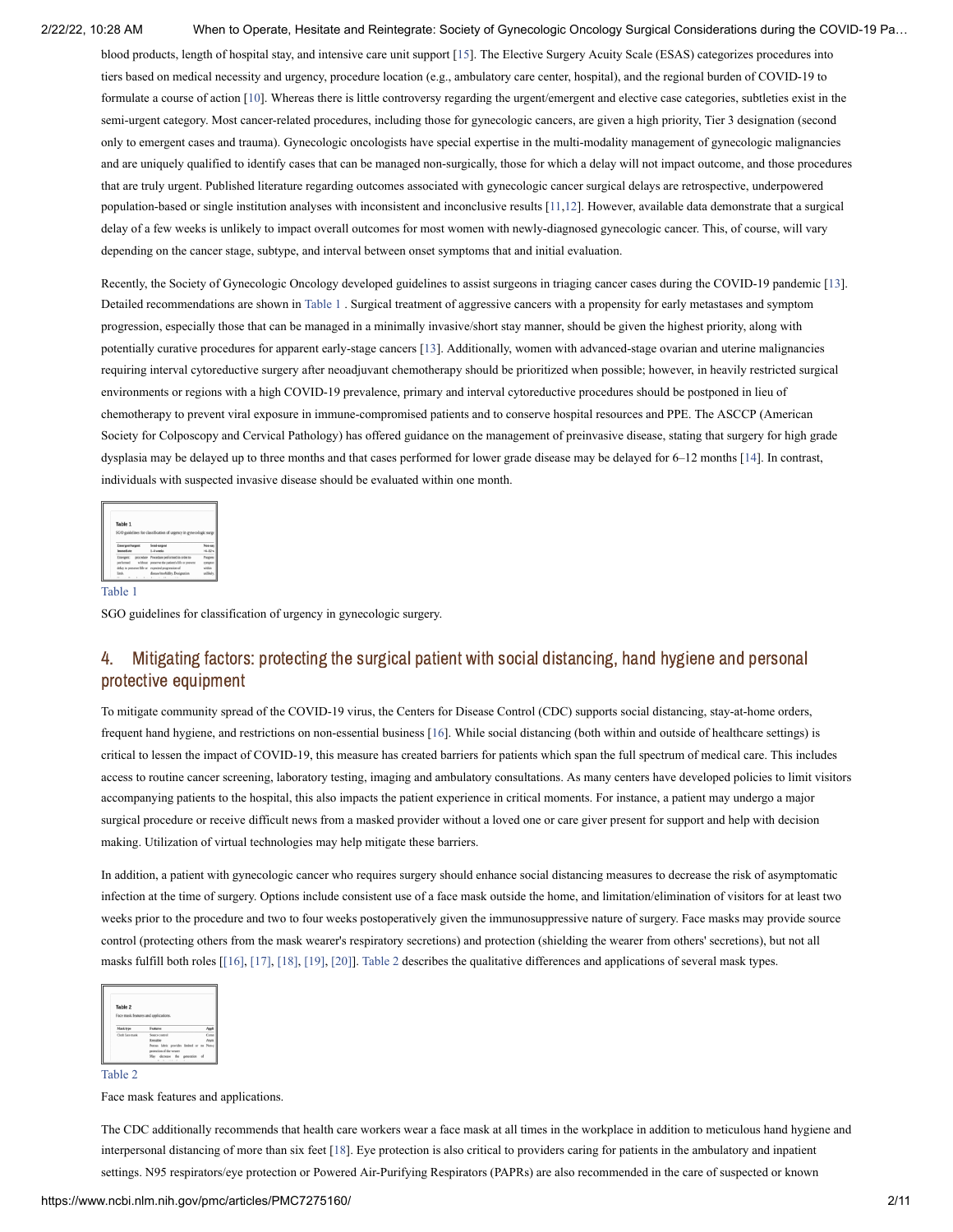blood products, length of hospital stay, and intensive care unit support [15]. The Elective Surgery Acuity Scale (ESAS) categorizes procedures into tiers based on medical necessity and urgency, procedure location (e.g., ambulatory care center, hospital), and the regional burden of COVID-19 to formulate a course of action [10]. Whereas there is little controversy regarding the urgent/emergent and elective case categories, subtleties exist in the semi-urgent category. Most cancer-related procedures, including those for gynecologic cancers, are given a high priority, Tier 3 designation (second only to emergent cases and trauma). Gynecologic oncologists have special expertise in the multi-modality management of gynecologic malignancies and are uniquely qualified to identify cases that can be managed non-surgically, those for which a delay will not impact outcome, and those procedures that are truly urgent. Published literature regarding outcomes associated with gynecologic cancer surgical delays are retrospective, underpowered population-based or single institution analyses with inconsistent and inconclusive results [11,12]. However, available data demonstrate that a surgical delay of a few weeks is unlikely to impact overall outcomes for most women with newly-diagnosed gynecologic cancer. This, of course, will vary depending on the cancer stage, subtype, and interval between onset symptoms that and initial evaluation.

Recently, the Society of Gynecologic Oncology developed guidelines to assist surgeons in triaging cancer cases during the COVID-19 pandemic [13]. Detailed recommendations are shown in Table 1 . Surgical treatment of aggressive cancers with a propensity for early metastases and symptom progression, especially those that can be managed in a minimally invasive/short stay manner, should be given the highest priority, along with potentially curative procedures for apparent early-stage cancers [13]. Additionally, women with advanced-stage ovarian and uterine malignancies requiring interval cytoreductive surgery after neoadjuvant chemotherapy should be prioritized when possible; however, in heavily restricted surgical environments or regions with a high COVID-19 prevalence, primary and interval cytoreductive procedures should be postponed in lieu of chemotherapy to prevent viral exposure in immune-compromised patients and to conserve hospital resources and PPE. The ASCCP (American Society for Colposcopy and Cervical Pathology) has offered guidance on the management of preinvasive disease, stating that surgery for high grade dysplasia may be delayed up to three months and that cases performed for lower grade disease may be delayed for 6–12 months [14]. In contrast, individuals with suspected invasive disease should be evaluated within one month.

Table 1

SGO guidelines for classification of urgency in gynecologic surgery.

## 4. Mitigating factors: protecting the surgical patient with social distancing, hand hygiene and personal protective equipment

To mitigate community spread of the COVID-19 virus, the Centers for Disease Control (CDC) supports social distancing, stay-at-home orders, frequent hand hygiene, and restrictions on non-essential business [16]. While social distancing (both within and outside of healthcare settings) is critical to lessen the impact of COVID-19, this measure has created barriers for patients which span the full spectrum of medical care. This includes access to routine cancer screening, laboratory testing, imaging and ambulatory consultations. As many centers have developed policies to limit visitors accompanying patients to the hospital, this also impacts the patient experience in critical moments. For instance, a patient may undergo a major surgical procedure or receive difficult news from a masked provider without a loved one or care giver present for support and help with decision making. Utilization of virtual technologies may help mitigate these barriers.

In addition, a patient with gynecologic cancer who requires surgery should enhance social distancing measures to decrease the risk of asymptomatic infection at the time of surgery. Options include consistent use of a face mask outside the home, and limitation/elimination of visitors for at least two weeks prior to the procedure and two to four weeks postoperatively given the immunosuppressive nature of surgery. Face masks may provide source control (protecting others from the mask wearer's respiratory secretions) and protection (shielding the wearer from others' secretions), but not all masks fulfill both roles [[16], [17], [18], [19], [20]]. Table 2 describes the qualitative differences and applications of several mask types.

Table 2

Face mask features and applications.

The CDC additionally recommends that health care workers wear a face mask at all times in the workplace in addition to meticulous hand hygiene and interpersonal distancing of more than six feet [18]. Eye protection is also critical to providers caring for patients in the ambulatory and inpatient settings. N95 respirators/eye protection or Powered Air-Purifying Respirators (PAPRs) are also recommended in the care of suspected or known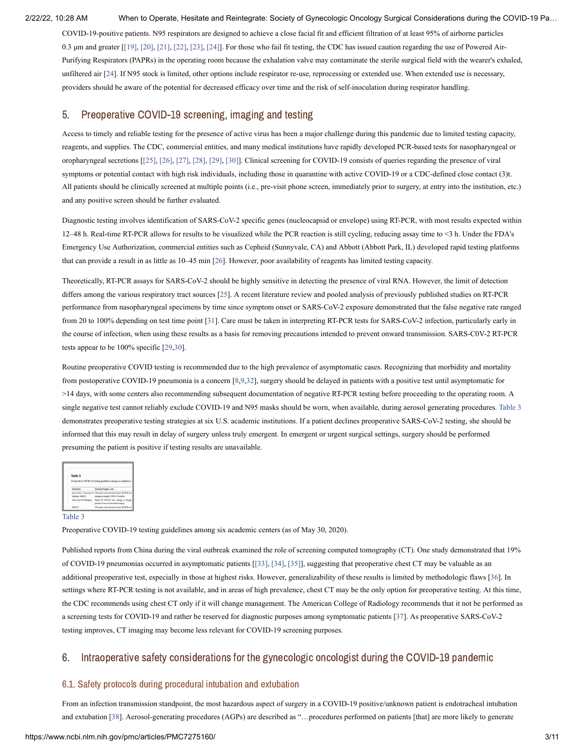COVID-19-positive patients. N95 respirators are designed to achieve a close facial fit and efficient filtration of at least 95% of airborne particles 0.3 µm and greater [[19], [20], [21], [22], [23], [24]]. For those who fail fit testing, the CDC has issued caution regarding the use of Powered Air-Purifying Respirators (PAPRs) in the operating room because the exhalation valve may contaminate the sterile surgical field with the wearer's exhaled, unfiltered air [24]. If N95 stock is limited, other options include respirator re-use, reprocessing or extended use. When extended use is necessary, providers should be aware of the potential for decreased efficacy over time and the risk of self-inoculation during respirator handling.

## 5. Preoperative COVID-19 screening, imaging and testing

Access to timely and reliable testing for the presence of active virus has been a major challenge during this pandemic due to limited testing capacity, reagents, and supplies. The CDC, commercial entities, and many medical institutions have rapidly developed PCR-based tests for nasopharyngeal or oropharyngeal secretions [[25], [26], [27], [28], [29], [30]]. Clinical screening for COVID-19 consists of queries regarding the presence of viral symptoms or potential contact with high risk individuals, including those in quarantine with active COVID-19 or a CDC-defined close contact (3)t. All patients should be clinically screened at multiple points (i.e., pre-visit phone screen, immediately prior to surgery, at entry into the institution, etc.) and any positive screen should be further evaluated.

Diagnostic testing involves identification of SARS-CoV-2 specific genes (nucleocapsid or envelope) using RT-PCR, with most results expected within 12–48 h. Real-time RT-PCR allows for results to be visualized while the PCR reaction is still cycling, reducing assay time to <3 h. Under the FDA's Emergency Use Authorization, commercial entities such as Cepheid (Sunnyvale, CA) and Abbott (Abbott Park, IL) developed rapid testing platforms that can provide a result in as little as 10–45 min [26]. However, poor availability of reagents has limited testing capacity.

Theoretically, RT-PCR assays for SARS-CoV-2 should be highly sensitive in detecting the presence of viral RNA. However, the limit of detection differs among the various respiratory tract sources [25]. A recent literature review and pooled analysis of previously published studies on RT-PCR performance from nasopharyngeal specimens by time since symptom onset or SARS-CoV-2 exposure demonstrated that the false negative rate ranged from 20 to 100% depending on test time point [31]. Care must be taken in interpreting RT-PCR tests for SARS-CoV-2 infection, particularly early in the course of infection, when using these results as a basis for removing precautions intended to prevent onward transmission. SARS-C0V-2 RT-PCR tests appear to be 100% specific [29,30].

Routine preoperative COVID testing is recommended due to the high prevalence of asymptomatic cases. Recognizing that morbidity and mortality from postoperative COVID-19 pneumonia is a concern [8,9,32], surgery should be delayed in patients with a positive test until asymptomatic for >14 days, with some centers also recommending subsequent documentation of negative RT-PCR testing before proceeding to the operating room. A single negative test cannot reliably exclude COVID-19 and N95 masks should be worn, when available, during aerosol generating procedures. Table 3 demonstrates preoperative testing strategies at six U.S. academic institutions. If a patient declines preoperative SARS-CoV-2 testing, she should be informed that this may result in delay of surgery unless truly emergent. In emergent or urgent surgical settings, surgery should be performed presuming the patient is positive if testing results are unavailable.

Table 3

Preoperative COVID-19 testing guidelines among six academic centers (as of May 30, 2020).

Published reports from China during the viral outbreak examined the role of screening computed tomography (CT). One study demonstrated that 19% of COVID-19 pneumonias occurred in asymptomatic patients [[33], [34], [35]], suggesting that preoperative chest CT may be valuable as an additional preoperative test, especially in those at highest risks. However, generalizability of these results is limited by methodologic flaws [36]. In settings where RT-PCR testing is not available, and in areas of high prevalence, chest CT may be the only option for preoperative testing. At this time, the CDC recommends using chest CT only if it will change management. The American College of Radiology recommends that it not be performed as a screening tests for COVID-19 and rather be reserved for diagnostic purposes among symptomatic patients [37]. As preoperative SARS-CoV-2 testing improves, CT imaging may become less relevant for COVID-19 screening purposes.

## 6. Intraoperative safety considerations for the gynecologic oncologist during the COVID-19 pandemic

### 6.1. Safety protocols during procedural intubation and extubation

From an infection transmission standpoint, the most hazardous aspect of surgery in a COVID-19 positive/unknown patient is endotracheal intubation and extubation [38]. Aerosol-generating procedures (AGPs) are described as "…procedures performed on patients [that] are more likely to generate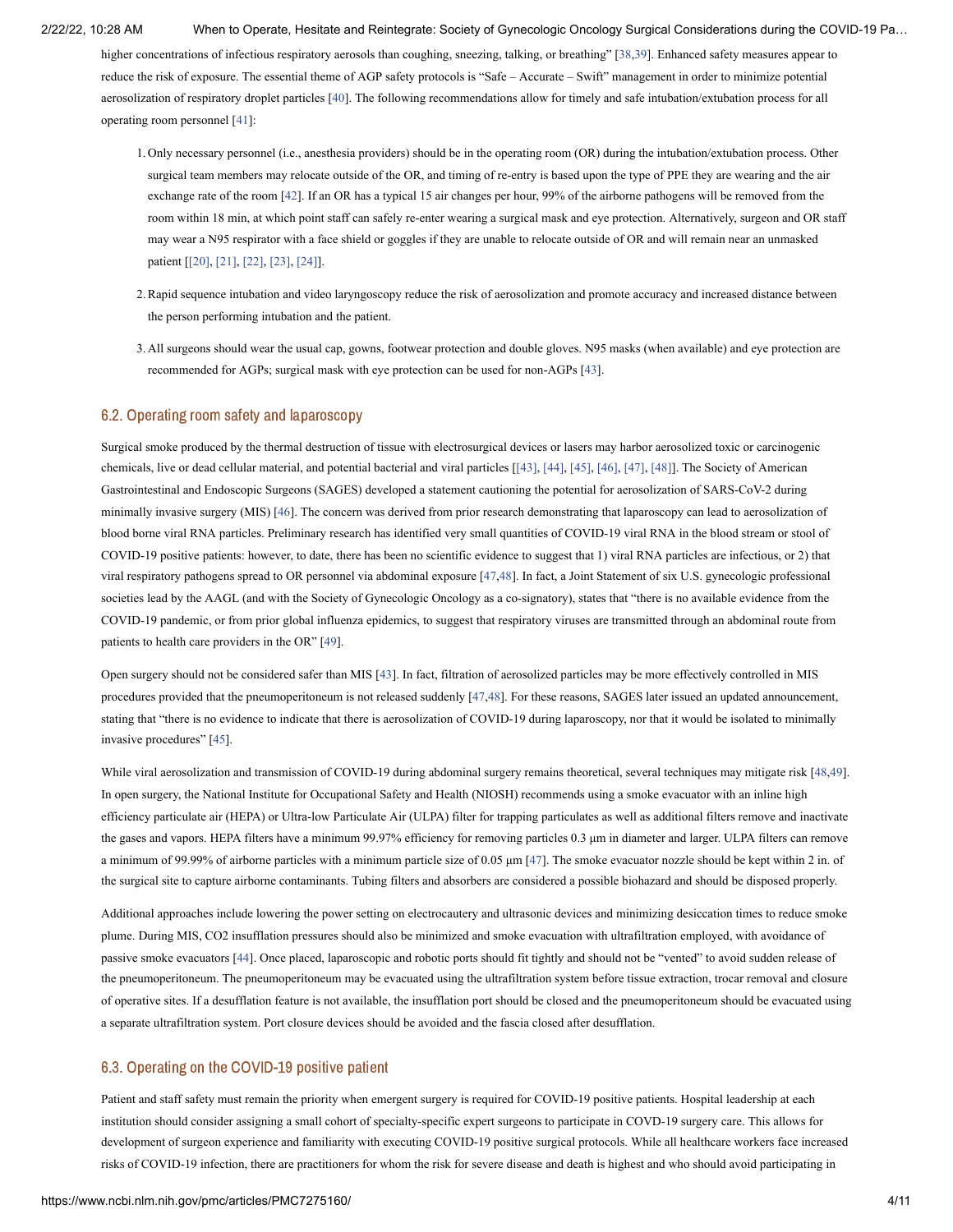higher concentrations of infectious respiratory aerosols than coughing, sneezing, talking, or breathing" [38,39]. Enhanced safety measures appear to reduce the risk of exposure. The essential theme of AGP safety protocols is "Safe – Accurate – Swift" management in order to minimize potential aerosolization of respiratory droplet particles [40]. The following recommendations allow for timely and safe intubation/extubation process for all operating room personnel [41]:

1. Only necessary personnel (i.e., anesthesia providers) should be in the operating room (OR) during the intubation/extubation process. Other surgical team members may relocate outside of the OR, and timing of re-entry is based upon the type of PPE they are wearing and the air exchange rate of the room [42]. If an OR has a typical 15 air changes per hour, 99% of the airborne pathogens will be removed from the room within 18 min, at which point staff can safely re-enter wearing a surgical mask and eye protection. Alternatively, surgeon and OR staff may wear a N95 respirator with a face shield or goggles if they are unable to relocate outside of OR and will remain near an unmasked patient [[20], [21], [22], [23], [24]].
2. Rapid sequence intubation and video laryngoscopy reduce the risk of aerosolization and promote accuracy and increased distance between the person performing intubation and the patient.
3. All surgeons should wear the usual cap, gowns, footwear protection and double gloves. N95 masks (when available) and eye protection are recommended for AGPs; surgical mask with eye protection can be used for non-AGPs [43].

## 6.2. Operating room safety and laparoscopy

Surgical smoke produced by the thermal destruction of tissue with electrosurgical devices or lasers may harbor aerosolized toxic or carcinogenic chemicals, live or dead cellular material, and potential bacterial and viral particles [[43], [44], [45], [46], [47], [48]]. The Society of American Gastrointestinal and Endoscopic Surgeons (SAGES) developed a statement cautioning the potential for aerosolization of SARS-CoV-2 during minimally invasive surgery (MIS) [46]. The concern was derived from prior research demonstrating that laparoscopy can lead to aerosolization of blood borne viral RNA particles. Preliminary research has identified very small quantities of COVID-19 viral RNA in the blood stream or stool of COVID-19 positive patients: however, to date, there has been no scientific evidence to suggest that 1) viral RNA particles are infectious, or 2) that viral respiratory pathogens spread to OR personnel via abdominal exposure [47,48]. In fact, a Joint Statement of six U.S. gynecologic professional societies lead by the AAGL (and with the Society of Gynecologic Oncology as a co-signatory), states that "there is no available evidence from the COVID-19 pandemic, or from prior global influenza epidemics, to suggest that respiratory viruses are transmitted through an abdominal route from patients to health care providers in the OR" [49].

Open surgery should not be considered safer than MIS [43]. In fact, filtration of aerosolized particles may be more effectively controlled in MIS procedures provided that the pneumoperitoneum is not released suddenly [47,48]. For these reasons, SAGES later issued an updated announcement, stating that "there is no evidence to indicate that there is aerosolization of COVID-19 during laparoscopy, nor that it would be isolated to minimally invasive procedures" [45].

While viral aerosolization and transmission of COVID-19 during abdominal surgery remains theoretical, several techniques may mitigate risk [48,49]. In open surgery, the National Institute for Occupational Safety and Health (NIOSH) recommends using a smoke evacuator with an inline high efficiency particulate air (HEPA) or Ultra-low Particulate Air (ULPA) filter for trapping particulates as well as additional filters remove and inactivate the gases and vapors. HEPA filters have a minimum 99.97% efficiency for removing particles 0.3 µm in diameter and larger. ULPA filters can remove a minimum of 99.99% of airborne particles with a minimum particle size of 0.05 µm [47]. The smoke evacuator nozzle should be kept within 2 in. of the surgical site to capture airborne contaminants. Tubing filters and absorbers are considered a possible biohazard and should be disposed properly.

Additional approaches include lowering the power setting on electrocautery and ultrasonic devices and minimizing desiccation times to reduce smoke plume. During MIS, $CO_2$ insufflation pressures should also be minimized and smoke evacuation with ultrafiltration employed, with avoidance of passive smoke evacuators [44]. Once placed, laparoscopic and robotic ports should fit tightly and should not be "vented" to avoid sudden release of the pneumoperitoneum. The pneumoperitoneum may be evacuated using the ultrafiltration system before tissue extraction, trocar removal and closure of operative sites. If a desufflation feature is not available, the insufflation port should be closed and the pneumoperitoneum should be evacuated using a separate ultrafiltration system. Port closure devices should be avoided and the fascia closed after desufflation.

## 6.3. Operating on the COVID-19 positive patient

Patient and staff safety must remain the priority when emergent surgery is required for COVID-19 positive patients. Hospital leadership at each institution should consider assigning a small cohort of specialty-specific expert surgeons to participate in COVD-19 surgery care. This allows for development of surgeon experience and familiarity with executing COVID-19 positive surgical protocols. While all healthcare workers face increased risks of COVID-19 infection, there are practitioners for whom the risk for severe disease and death is highest and who should avoid participating in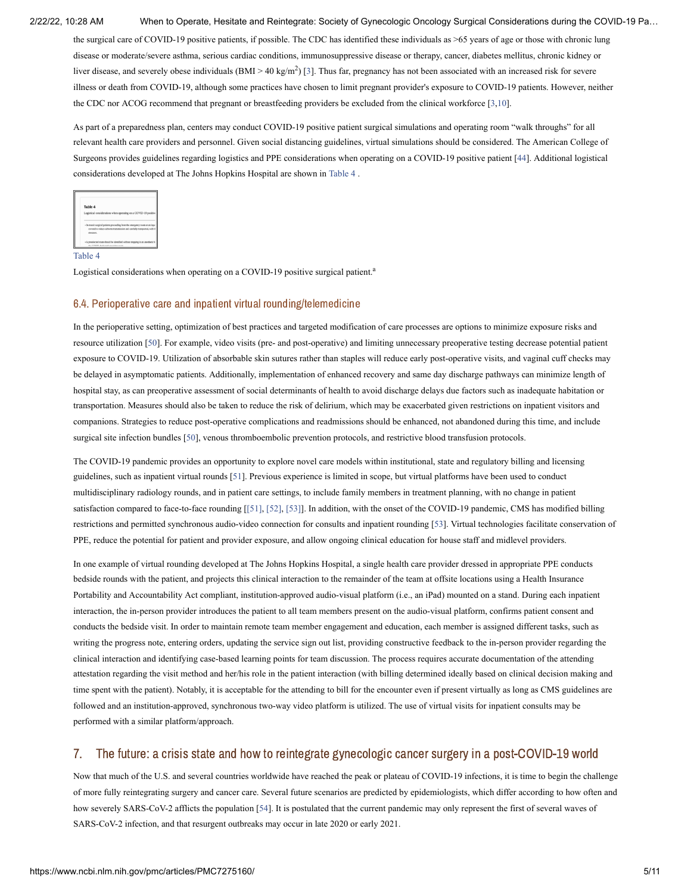the surgical care of COVID-19 positive patients, if possible. The CDC has identified these individuals as >65 years of age or those with chronic lung disease or moderate/severe asthma, serious cardiac conditions, immunosuppressive disease or therapy, cancer, diabetes mellitus, chronic kidney or liver disease, and severely obese individuals (BMI > 40 $kg/m^2$) [3]. Thus far, pregnancy has not been associated with an increased risk for severe illness or death from COVID-19, although some practices have chosen to limit pregnant provider's exposure to COVID-19 patients. However, neither the CDC nor ACOG recommend that pregnant or breastfeeding providers be excluded from the clinical workforce [3,10].

As part of a preparedness plan, centers may conduct COVID-19 positive patient surgical simulations and operating room "walk throughs" for all relevant health care providers and personnel. Given social distancing guidelines, virtual simulations should be considered. The American College of Surgeons provides guidelines regarding logistics and PPE considerations when operating on a COVID-19 positive patient [44]. Additional logistical considerations developed at The Johns Hopkins Hospital are shown in Table 4 .

Table 4

Logistical considerations when operating on a COVID-19 positive surgical patient.[a]

### 6.4. Perioperative care and inpatient virtual rounding/telemedicine

In the perioperative setting, optimization of best practices and targeted modification of care processes are options to minimize exposure risks and resource utilization [50]. For example, video visits (pre- and post-operative) and limiting unnecessary preoperative testing decrease potential patient exposure to COVID-19. Utilization of absorbable skin sutures rather than staples will reduce early post-operative visits, and vaginal cuff checks may be delayed in asymptomatic patients. Additionally, implementation of enhanced recovery and same day discharge pathways can minimize length of hospital stay, as can preoperative assessment of social determinants of health to avoid discharge delays due factors such as inadequate habitation or transportation. Measures should also be taken to reduce the risk of delirium, which may be exacerbated given restrictions on inpatient visitors and companions. Strategies to reduce post-operative complications and readmissions should be enhanced, not abandoned during this time, and include surgical site infection bundles [50], venous thromboembolic prevention protocols, and restrictive blood transfusion protocols.

The COVID-19 pandemic provides an opportunity to explore novel care models within institutional, state and regulatory billing and licensing guidelines, such as inpatient virtual rounds [51]. Previous experience is limited in scope, but virtual platforms have been used to conduct multidisciplinary radiology rounds, and in patient care settings, to include family members in treatment planning, with no change in patient satisfaction compared to face-to-face rounding [[51], [52], [53]]. In addition, with the onset of the COVID-19 pandemic, CMS has modified billing restrictions and permitted synchronous audio-video connection for consults and inpatient rounding [53]. Virtual technologies facilitate conservation of PPE, reduce the potential for patient and provider exposure, and allow ongoing clinical education for house staff and midlevel providers.

In one example of virtual rounding developed at The Johns Hopkins Hospital, a single health care provider dressed in appropriate PPE conducts bedside rounds with the patient, and projects this clinical interaction to the remainder of the team at offsite locations using a Health Insurance Portability and Accountability Act compliant, institution-approved audio-visual platform (i.e., an iPad) mounted on a stand. During each inpatient interaction, the in-person provider introduces the patient to all team members present on the audio-visual platform, confirms patient consent and conducts the bedside visit. In order to maintain remote team member engagement and education, each member is assigned different tasks, such as writing the progress note, entering orders, updating the service sign out list, providing constructive feedback to the in-person provider regarding the clinical interaction and identifying case-based learning points for team discussion. The process requires accurate documentation of the attending attestation regarding the visit method and her/his role in the patient interaction (with billing determined ideally based on clinical decision making and time spent with the patient). Notably, it is acceptable for the attending to bill for the encounter even if present virtually as long as CMS guidelines are followed and an institution-approved, synchronous two-way video platform is utilized. The use of virtual visits for inpatient consults may be performed with a similar platform/approach.

## 7. The future: a crisis state and how to reintegrate gynecologic cancer surgery in a post-COVID-19 world

Now that much of the U.S. and several countries worldwide have reached the peak or plateau of COVID-19 infections, it is time to begin the challenge of more fully reintegrating surgery and cancer care. Several future scenarios are predicted by epidemiologists, which differ according to how often and how severely SARS-CoV-2 afflicts the population [54]. It is postulated that the current pandemic may only represent the first of several waves of SARS-CoV-2 infection, and that resurgent outbreaks may occur in late 2020 or early 2021.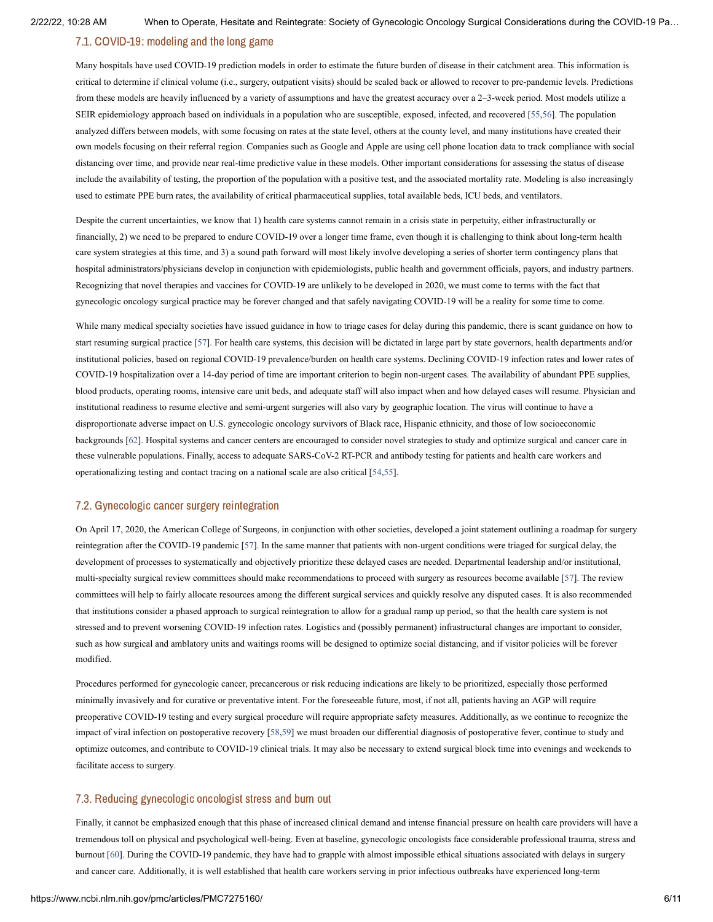### 7.1. COVID-19: modeling and the long game

Many hospitals have used COVID-19 prediction models in order to estimate the future burden of disease in their catchment area. This information is critical to determine if clinical volume (i.e., surgery, outpatient visits) should be scaled back or allowed to recover to pre-pandemic levels. Predictions from these models are heavily influenced by a variety of assumptions and have the greatest accuracy over a 2–3-week period. Most models utilize a SEIR epidemiology approach based on individuals in a population who are susceptible, exposed, infected, and recovered [55,56]. The population analyzed differs between models, with some focusing on rates at the state level, others at the county level, and many institutions have created their own models focusing on their referral region. Companies such as Google and Apple are using cell phone location data to track compliance with social distancing over time, and provide near real-time predictive value in these models. Other important considerations for assessing the status of disease include the availability of testing, the proportion of the population with a positive test, and the associated mortality rate. Modeling is also increasingly used to estimate PPE burn rates, the availability of critical pharmaceutical supplies, total available beds, ICU beds, and ventilators.

Despite the current uncertainties, we know that 1) health care systems cannot remain in a crisis state in perpetuity, either infrastructurally or financially, 2) we need to be prepared to endure COVID-19 over a longer time frame, even though it is challenging to think about long-term health care system strategies at this time, and 3) a sound path forward will most likely involve developing a series of shorter term contingency plans that hospital administrators/physicians develop in conjunction with epidemiologists, public health and government officials, payors, and industry partners. Recognizing that novel therapies and vaccines for COVID-19 are unlikely to be developed in 2020, we must come to terms with the fact that gynecologic oncology surgical practice may be forever changed and that safely navigating COVID-19 will be a reality for some time to come.

While many medical specialty societies have issued guidance in how to triage cases for delay during this pandemic, there is scant guidance on how to start resuming surgical practice [57]. For health care systems, this decision will be dictated in large part by state governors, health departments and/or institutional policies, based on regional COVID-19 prevalence/burden on health care systems. Declining COVID-19 infection rates and lower rates of COVID-19 hospitalization over a 14-day period of time are important criterion to begin non-urgent cases. The availability of abundant PPE supplies, blood products, operating rooms, intensive care unit beds, and adequate staff will also impact when and how delayed cases will resume. Physician and institutional readiness to resume elective and semi-urgent surgeries will also vary by geographic location. The virus will continue to have a disproportionate adverse impact on U.S. gynecologic oncology survivors of Black race, Hispanic ethnicity, and those of low socioeconomic backgrounds [62]. Hospital systems and cancer centers are encouraged to consider novel strategies to study and optimize surgical and cancer care in these vulnerable populations. Finally, access to adequate SARS-CoV-2 RT-PCR and antibody testing for patients and health care workers and operationalizing testing and contact tracing on a national scale are also critical [54,55].

### 7.2. Gynecologic cancer surgery reintegration

On April 17, 2020, the American College of Surgeons, in conjunction with other societies, developed a joint statement outlining a roadmap for surgery reintegration after the COVID-19 pandemic [57]. In the same manner that patients with non-urgent conditions were triaged for surgical delay, the development of processes to systematically and objectively prioritize these delayed cases are needed. Departmental leadership and/or institutional, multi-specialty surgical review committees should make recommendations to proceed with surgery as resources become available [57]. The review committees will help to fairly allocate resources among the different surgical services and quickly resolve any disputed cases. It is also recommended that institutions consider a phased approach to surgical reintegration to allow for a gradual ramp up period, so that the health care system is not stressed and to prevent worsening COVID-19 infection rates. Logistics and (possibly permanent) infrastructural changes are important to consider, such as how surgical and amblatory units and waitings rooms will be designed to optimize social distancing, and if visitor policies will be forever modified.

Procedures performed for gynecologic cancer, precancerous or risk reducing indications are likely to be prioritized, especially those performed minimally invasively and for curative or preventative intent. For the foreseeable future, most, if not all, patients having an AGP will require preoperative COVID-19 testing and every surgical procedure will require appropriate safety measures. Additionally, as we continue to recognize the impact of viral infection on postoperative recovery [58,59] we must broaden our differential diagnosis of postoperative fever, continue to study and optimize outcomes, and contribute to COVID-19 clinical trials. It may also be necessary to extend surgical block time into evenings and weekends to facilitate access to surgery.

### 7.3. Reducing gynecologic oncologist stress and burn out

Finally, it cannot be emphasized enough that this phase of increased clinical demand and intense financial pressure on health care providers will have a tremendous toll on physical and psychological well-being. Even at baseline, gynecologic oncologists face considerable professional trauma, stress and burnout [60]. During the COVID-19 pandemic, they have had to grapple with almost impossible ethical situations associated with delays in surgery and cancer care. Additionally, it is well established that health care workers serving in prior infectious outbreaks have experienced long-term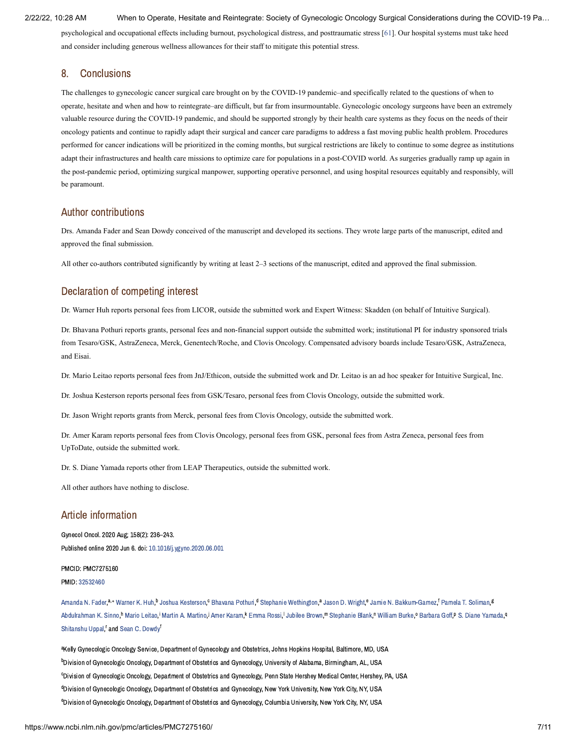psychological and occupational effects including burnout, psychological distress, and posttraumatic stress [61]. Our hospital systems must take heed and consider including generous wellness allowances for their staff to mitigate this potential stress.

## 8. Conclusions

The challenges to gynecologic cancer surgical care brought on by the COVID-19 pandemic–and specifically related to the questions of when to operate, hesitate and when and how to reintegrate–are difficult, but far from insurmountable. Gynecologic oncology surgeons have been an extremely valuable resource during the COVID-19 pandemic, and should be supported strongly by their health care systems as they focus on the needs of their oncology patients and continue to rapidly adapt their surgical and cancer care paradigms to address a fast moving public health problem. Procedures performed for cancer indications will be prioritized in the coming months, but surgical restrictions are likely to continue to some degree as institutions adapt their infrastructures and health care missions to optimize care for populations in a post-COVID world. As surgeries gradually ramp up again in the post-pandemic period, optimizing surgical manpower, supporting operative personnel, and using hospital resources equitably and responsibly, will be paramount.

## Author contributions

Drs. Amanda Fader and Sean Dowdy conceived of the manuscript and developed its sections. They wrote large parts of the manuscript, edited and approved the final submission.

All other co-authors contributed significantly by writing at least 2–3 sections of the manuscript, edited and approved the final submission.

## Declaration of competing interest

Dr. Warner Huh reports personal fees from LICOR, outside the submitted work and Expert Witness: Skadden (on behalf of Intuitive Surgical).

Dr. Bhavana Pothuri reports grants, personal fees and non-financial support outside the submitted work; institutional PI for industry sponsored trials from Tesaro/GSK, AstraZeneca, Merck, Genentech/Roche, and Clovis Oncology. Compensated advisory boards include Tesaro/GSK, AstraZeneca, and Eisai.

Dr. Mario Leitao reports personal fees from JnJ/Ethicon, outside the submitted work and Dr. Leitao is an ad hoc speaker for Intuitive Surgical, Inc.

Dr. Joshua Kesterson reports personal fees from GSK/Tesaro, personal fees from Clovis Oncology, outside the submitted work.

Dr. Jason Wright reports grants from Merck, personal fees from Clovis Oncology, outside the submitted work.

Dr. Amer Karam reports personal fees from Clovis Oncology, personal fees from GSK, personal fees from Astra Zeneca, personal fees from UpToDate, outside the submitted work.

Dr. S. Diane Yamada reports other from LEAP Therapeutics, outside the submitted work.

All other authors have nothing to disclose.

## Article information

Gynecol Oncol. 2020 Aug; 158(2): 236–243.
Published online 2020 Jun 6. doi: 10.1016/j.ygyno.2020.06.001

PMCID: PMC7275160
PMID: 32532460

Amanda N. Fader,[a,*] Warner K. Huh,[b] Joshua Kesterson,[c] Bhavana Pothuri,[d] Stephanie Wethington,[a] Jason D. Wright,[e] Jamie N. Bakkum-Gamez,[f] Pamela T. Soliman,[g] Abdulrahman K. Sinno,[h] Mario Leitao,[i] Martin A. Martino,[j] Amer Karam,[k] Emma Rossi,[l] Jubilee Brown,[m] Stephanie Blank,[n] William Burke,[o] Barbara Goff,[p] S. Diane Yamada,[q] Shitanshu Uppal,[r] and Sean C. Dowdy[f]

[a]Kelly Gynecologic Oncology Service, Department of Gynecology and Obstetrics, Johns Hopkins Hospital, Baltimore, MD, USA
[b]Division of Gynecologic Oncology, Department of Obstetrics and Gynecology, University of Alabama, Birmingham, AL, USA
[c]Division of Gynecologic Oncology, Department of Obstetrics and Gynecology, Penn State Hershey Medical Center, Hershey, PA, USA
[d]Division of Gynecologic Oncology, Department of Obstetrics and Gynecology, New York University, New York City, NY, USA
[e]Division of Gynecologic Oncology, Department of Obstetrics and Gynecology, Columbia University, New York City, NY, USA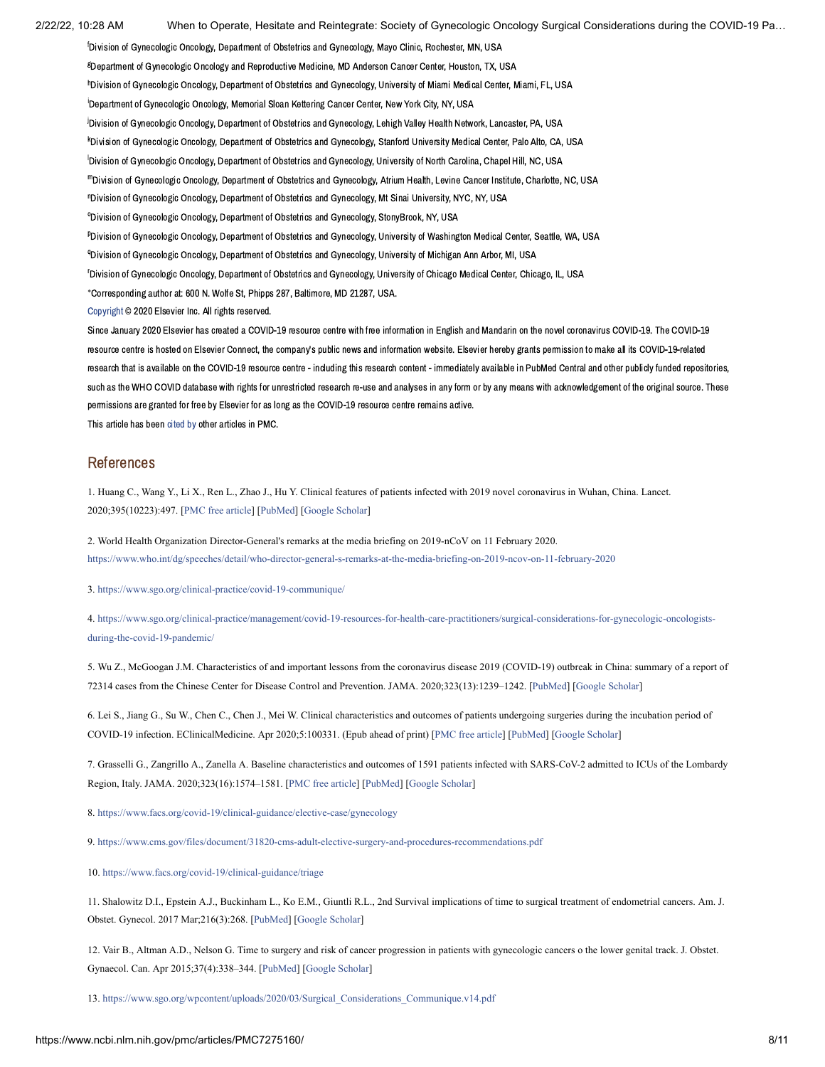[f]Division of Gynecologic Oncology, Department of Obstetrics and Gynecology, Mayo Clinic, Rochester, MN, USA

[g]Department of Gynecologic Oncology and Reproductive Medicine, MD Anderson Cancer Center, Houston, TX, USA

[h]Division of Gynecologic Oncology, Department of Obstetrics and Gynecology, University of Miami Medical Center, Miami, FL, USA

[i]Department of Gynecologic Oncology, Memorial Sloan Kettering Cancer Center, New York City, NY, USA

[j]Division of Gynecologic Oncology, Department of Obstetrics and Gynecology, Lehigh Valley Health Network, Lancaster, PA, USA

[k]Division of Gynecologic Oncology, Department of Obstetrics and Gynecology, Stanford University Medical Center, Palo Alto, CA, USA

[l]Division of Gynecologic Oncology, Department of Obstetrics and Gynecology, University of North Carolina, Chapel Hill, NC, USA

[m]Division of Gynecologic Oncology, Department of Obstetrics and Gynecology, Atrium Health, Levine Cancer Institute, Charlotte, NC, USA

[n]Division of Gynecologic Oncology, Department of Obstetrics and Gynecology, Mt Sinai University, NYC, NY, USA

[o]Division of Gynecologic Oncology, Department of Obstetrics and Gynecology, StonyBrook, NY, USA

[p]Division of Gynecologic Oncology, Department of Obstetrics and Gynecology, University of Washington Medical Center, Seattle, WA, USA

[q]Division of Gynecologic Oncology, Department of Obstetrics and Gynecology, University of Michigan Ann Arbor, MI, USA

[r]Division of Gynecologic Oncology, Department of Obstetrics and Gynecology, University of Chicago Medical Center, Chicago, IL, USA

*Corresponding author at: 600 N. Wolfe St, Phipps 287, Baltimore, MD 21287, USA.

Copyright © 2020 Elsevier Inc. All rights reserved.

Since January 2020 Elsevier has created a COVID-19 resource centre with free information in English and Mandarin on the novel coronavirus COVID-19. The COVID-19 resource centre is hosted on Elsevier Connect, the company's public news and information website. Elsevier hereby grants permission to make all its COVID-19-related research that is available on the COVID-19 resource centre - including this research content - immediately available in PubMed Central and other publicly funded repositories, such as the WHO COVID database with rights for unrestricted research re-use and analyses in any form or by any means with acknowledgement of the original source. These permissions are granted for free by Elsevier for as long as the COVID-19 resource centre remains active.

This article has been cited by other articles in PMC.

## References

1. Huang C., Wang Y., Li X., Ren L., Zhao J., Hu Y. Clinical features of patients infected with 2019 novel coronavirus in Wuhan, China. Lancet. 2020;395(10223):497. [PMC free article] [PubMed] [Google Scholar]

2. World Health Organization Director-General's remarks at the media briefing on 2019-nCoV on 11 February 2020. https://www.who.int/dg/speeches/detail/who-director-general-s-remarks-at-the-media-briefing-on-2019-ncov-on-11-february-2020

3. https://www.sgo.org/clinical-practice/covid-19-communique/

4. https://www.sgo.org/clinical-practice/management/covid-19-resources-for-health-care-practitioners/surgical-considerations-for-gynecologic-oncologists-during-the-covid-19-pandemic/

5. Wu Z., McGoogan J.M. Characteristics of and important lessons from the coronavirus disease 2019 (COVID-19) outbreak in China: summary of a report of 72314 cases from the Chinese Center for Disease Control and Prevention. JAMA. 2020;323(13):1239–1242. [PubMed] [Google Scholar]

6. Lei S., Jiang G., Su W., Chen C., Chen J., Mei W. Clinical characteristics and outcomes of patients undergoing surgeries during the incubation period of COVID-19 infection. EClinicalMedicine. Apr 2020;5:100331. (Epub ahead of print) [PMC free article] [PubMed] [Google Scholar]

7. Grasselli G., Zangrillo A., Zanella A. Baseline characteristics and outcomes of 1591 patients infected with SARS-CoV-2 admitted to ICUs of the Lombardy Region, Italy. JAMA. 2020;323(16):1574–1581. [PMC free article] [PubMed] [Google Scholar]

8. https://www.facs.org/covid-19/clinical-guidance/elective-case/gynecology

9. https://www.cms.gov/files/document/31820-cms-adult-elective-surgery-and-procedures-recommendations.pdf

10. https://www.facs.org/covid-19/clinical-guidance/triage

11. Shalowitz D.I., Epstein A.J., Buckinham L., Ko E.M., Giuntli R.L., 2nd Survival implications of time to surgical treatment of endometrial cancers. Am. J. Obstet. Gynecol. 2017 Mar;216(3):268. [PubMed] [Google Scholar]

12. Vair B., Altman A.D., Nelson G. Time to surgery and risk of cancer progression in patients with gynecologic cancers o the lower genital track. J. Obstet. Gynaecol. Can. Apr 2015;37(4):338–344. [PubMed] [Google Scholar]

13. https://www.sgo.org/wpcontent/uploads/2020/03/Surgical_Considerations_Communique.v14.pdf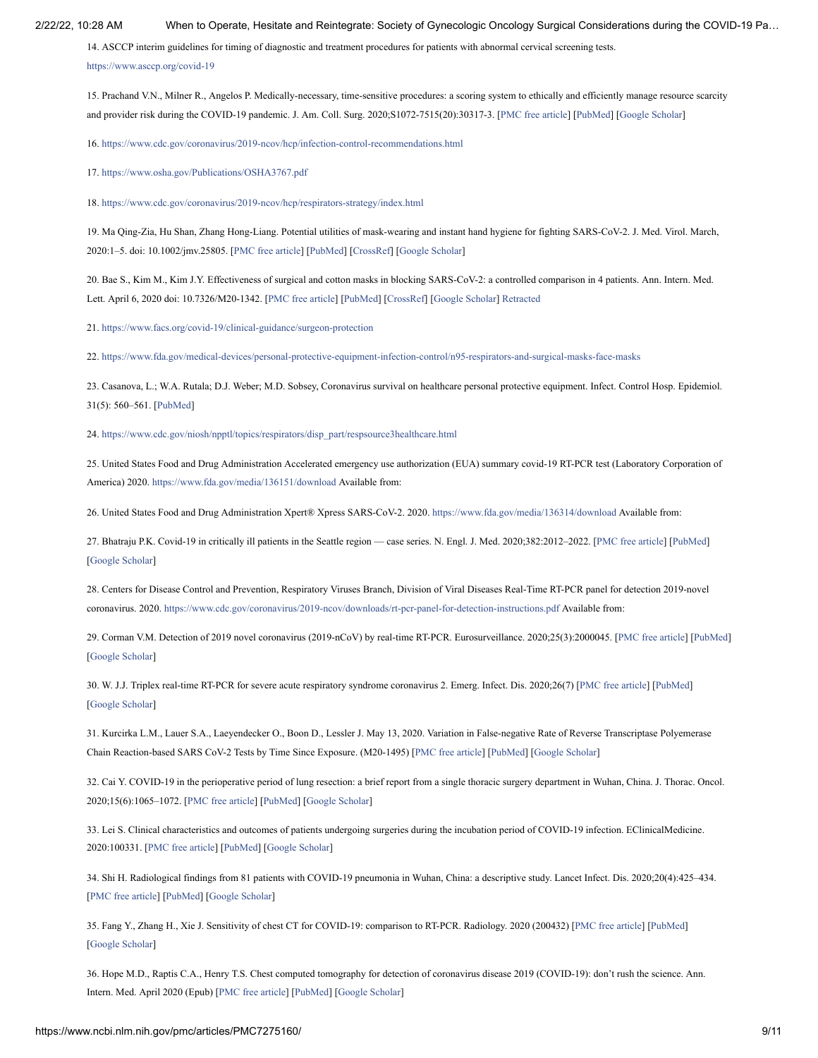14. ASCCP interim guidelines for timing of diagnostic and treatment procedures for patients with abnormal cervical screening tests. https://www.asccp.org/covid-19

15. Prachand V.N., Milner R., Angelos P. Medically-necessary, time-sensitive procedures: a scoring system to ethically and efficiently manage resource scarcity and provider risk during the COVID-19 pandemic. J. Am. Coll. Surg. 2020;S1072-7515(20):30317-3. [PMC free article] [PubMed] [Google Scholar]

16. https://www.cdc.gov/coronavirus/2019-ncov/hcp/infection-control-recommendations.html

17. https://www.osha.gov/Publications/OSHA3767.pdf

18. https://www.cdc.gov/coronavirus/2019-ncov/hcp/respirators-strategy/index.html

19. Ma Qing-Zia, Hu Shan, Zhang Hong-Liang. Potential utilities of mask-wearing and instant hand hygiene for fighting SARS-CoV-2. J. Med. Virol. March, 2020:1–5. doi: 10.1002/jmv.25805. [PMC free article] [PubMed] [CrossRef] [Google Scholar]

20. Bae S., Kim M., Kim J.Y. Effectiveness of surgical and cotton masks in blocking SARS-CoV-2: a controlled comparison in 4 patients. Ann. Intern. Med. Lett. April 6, 2020 doi: 10.7326/M20-1342. [PMC free article] [PubMed] [CrossRef] [Google Scholar] Retracted

21. https://www.facs.org/covid-19/clinical-guidance/surgeon-protection

22. https://www.fda.gov/medical-devices/personal-protective-equipment-infection-control/n95-respirators-and-surgical-masks-face-masks

23. Casanova, L.; W.A. Rutala; D.J. Weber; M.D. Sobsey, Coronavirus survival on healthcare personal protective equipment. Infect. Control Hosp. Epidemiol. 31(5): 560–561. [PubMed]

24. https://www.cdc.gov/niosh/npptl/topics/respirators/disp_part/respsource3healthcare.html

25. United States Food and Drug Administration Accelerated emergency use authorization (EUA) summary covid-19 RT-PCR test (Laboratory Corporation of America) 2020. https://www.fda.gov/media/136151/download Available from:

26. United States Food and Drug Administration Xpert® Xpress SARS-CoV-2. 2020. https://www.fda.gov/media/136314/download Available from:

27. Bhatraju P.K. Covid-19 in critically ill patients in the Seattle region — case series. N. Engl. J. Med. 2020;382:2012–2022. [PMC free article] [PubMed] [Google Scholar]

28. Centers for Disease Control and Prevention, Respiratory Viruses Branch, Division of Viral Diseases Real-Time RT-PCR panel for detection 2019-novel coronavirus. 2020. https://www.cdc.gov/coronavirus/2019-ncov/downloads/rt-pcr-panel-for-detection-instructions.pdf Available from:

29. Corman V.M. Detection of 2019 novel coronavirus (2019-nCoV) by real-time RT-PCR. Eurosurveillance. 2020;25(3):2000045. [PMC free article] [PubMed] [Google Scholar]

30. W. J.J. Triplex real-time RT-PCR for severe acute respiratory syndrome coronavirus 2. Emerg. Infect. Dis. 2020;26(7) [PMC free article] [PubMed] [Google Scholar]

31. Kurcirka L.M., Lauer S.A., Laeyendecker O., Boon D., Lessler J. May 13, 2020. Variation in False-negative Rate of Reverse Transcriptase Polyemerase Chain Reaction-based SARS CoV-2 Tests by Time Since Exposure. (M20-1495) [PMC free article] [PubMed] [Google Scholar]

32. Cai Y. COVID-19 in the perioperative period of lung resection: a brief report from a single thoracic surgery department in Wuhan, China. J. Thorac. Oncol. 2020;15(6):1065–1072. [PMC free article] [PubMed] [Google Scholar]

33. Lei S. Clinical characteristics and outcomes of patients undergoing surgeries during the incubation period of COVID-19 infection. EClinicalMedicine. 2020:100331. [PMC free article] [PubMed] [Google Scholar]

34. Shi H. Radiological findings from 81 patients with COVID-19 pneumonia in Wuhan, China: a descriptive study. Lancet Infect. Dis. 2020;20(4):425–434. [PMC free article] [PubMed] [Google Scholar]

35. Fang Y., Zhang H., Xie J. Sensitivity of chest CT for COVID-19: comparison to RT-PCR. Radiology. 2020 (200432) [PMC free article] [PubMed] [Google Scholar]

36. Hope M.D., Raptis C.A., Henry T.S. Chest computed tomography for detection of coronavirus disease 2019 (COVID-19): don't rush the science. Ann. Intern. Med. April 2020 (Epub) [PMC free article] [PubMed] [Google Scholar]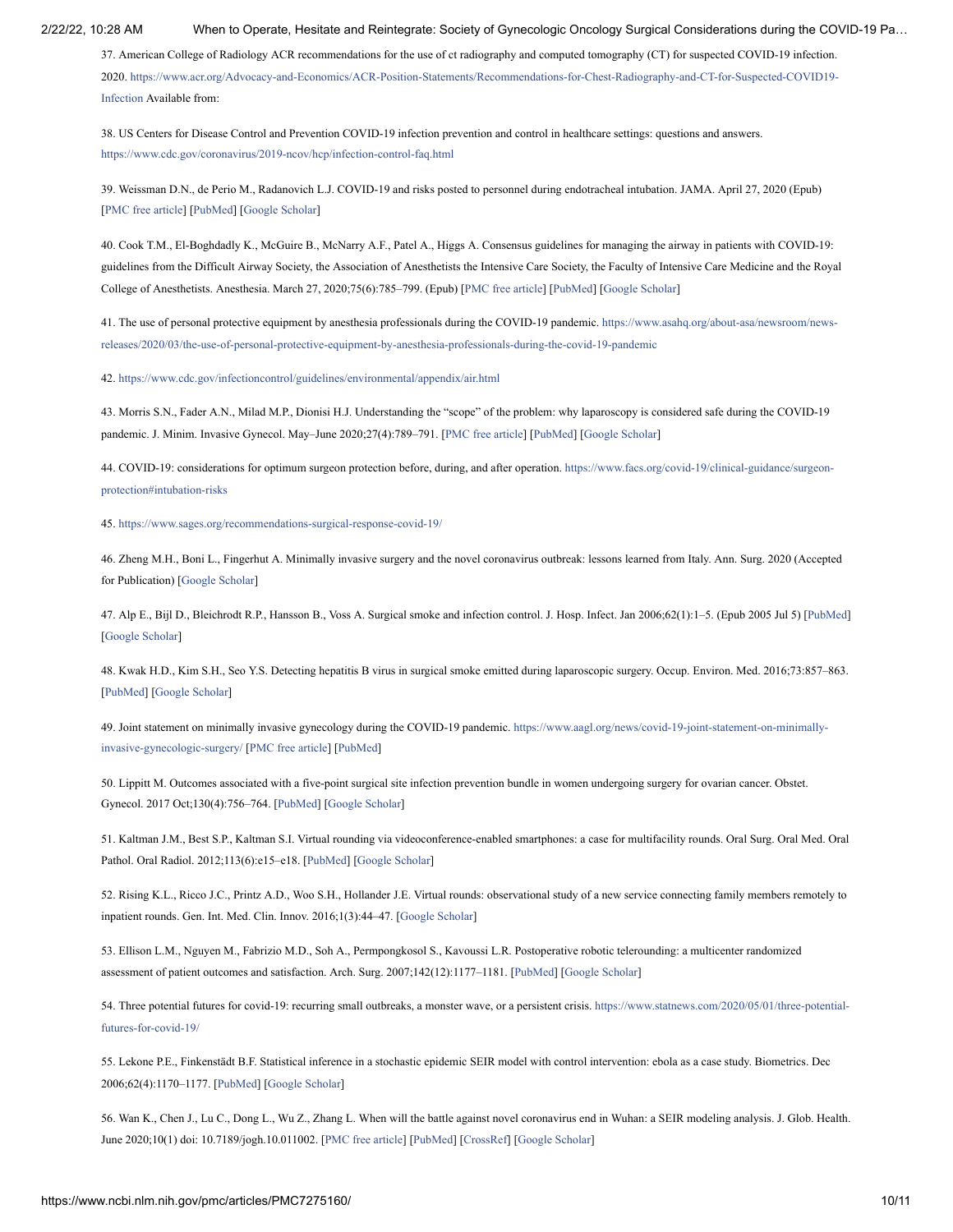37. American College of Radiology ACR recommendations for the use of ct radiography and computed tomography (CT) for suspected COVID-19 infection. 2020. https://www.acr.org/Advocacy-and-Economics/ACR-Position-Statements/Recommendations-for-Chest-Radiography-and-CT-for-Suspected-COVID19-Infection Available from:

38. US Centers for Disease Control and Prevention COVID-19 infection prevention and control in healthcare settings: questions and answers. https://www.cdc.gov/coronavirus/2019-ncov/hcp/infection-control-faq.html

39. Weissman D.N., de Perio M., Radanovich L.J. COVID-19 and risks posted to personnel during endotracheal intubation. JAMA. April 27, 2020 (Epub) [PMC free article] [PubMed] [Google Scholar]

40. Cook T.M., El-Boghdadly K., McGuire B., McNarry A.F., Patel A., Higgs A. Consensus guidelines for managing the airway in patients with COVID-19: guidelines from the Difficult Airway Society, the Association of Anesthetists the Intensive Care Society, the Faculty of Intensive Care Medicine and the Royal College of Anesthetists. Anesthesia. March 27, 2020;75(6):785–799. (Epub) [PMC free article] [PubMed] [Google Scholar]

41. The use of personal protective equipment by anesthesia professionals during the COVID-19 pandemic. https://www.asahq.org/about-asa/newsroom/news-releases/2020/03/the-use-of-personal-protective-equipment-by-anesthesia-professionals-during-the-covid-19-pandemic

42. https://www.cdc.gov/infectioncontrol/guidelines/environmental/appendix/air.html

43. Morris S.N., Fader A.N., Milad M.P., Dionisi H.J. Understanding the "scope" of the problem: why laparoscopy is considered safe during the COVID-19 pandemic. J. Minim. Invasive Gynecol. May–June 2020;27(4):789–791. [PMC free article] [PubMed] [Google Scholar]

44. COVID-19: considerations for optimum surgeon protection before, during, and after operation. https://www.facs.org/covid-19/clinical-guidance/surgeon-protection#intubation-risks

45. https://www.sages.org/recommendations-surgical-response-covid-19/

46. Zheng M.H., Boni L., Fingerhut A. Minimally invasive surgery and the novel coronavirus outbreak: lessons learned from Italy. Ann. Surg. 2020 (Accepted for Publication) [Google Scholar]

47. Alp E., Bijl D., Bleichrodt R.P., Hansson B., Voss A. Surgical smoke and infection control. J. Hosp. Infect. Jan 2006;62(1):1–5. (Epub 2005 Jul 5) [PubMed] [Google Scholar]

48. Kwak H.D., Kim S.H., Seo Y.S. Detecting hepatitis B virus in surgical smoke emitted during laparoscopic surgery. Occup. Environ. Med. 2016;73:857–863. [PubMed] [Google Scholar]

49. Joint statement on minimally invasive gynecology during the COVID-19 pandemic. https://www.aagl.org/news/covid-19-joint-statement-on-minimally-invasive-gynecologic-surgery/ [PMC free article] [PubMed]

50. Lippitt M. Outcomes associated with a five-point surgical site infection prevention bundle in women undergoing surgery for ovarian cancer. Obstet. Gynecol. 2017 Oct;130(4):756–764. [PubMed] [Google Scholar]

51. Kaltman J.M., Best S.P., Kaltman S.I. Virtual rounding via videoconference-enabled smartphones: a case for multifacility rounds. Oral Surg. Oral Med. Oral Pathol. Oral Radiol. 2012;113(6):e15–e18. [PubMed] [Google Scholar]

52. Rising K.L., Ricco J.C., Printz A.D., Woo S.H., Hollander J.E. Virtual rounds: observational study of a new service connecting family members remotely to inpatient rounds. Gen. Int. Med. Clin. Innov. 2016;1(3):44–47. [Google Scholar]

53. Ellison L.M., Nguyen M., Fabrizio M.D., Soh A., Permpongkosol S., Kavoussi L.R. Postoperative robotic telerounding: a multicenter randomized assessment of patient outcomes and satisfaction. Arch. Surg. 2007;142(12):1177–1181. [PubMed] [Google Scholar]

54. Three potential futures for covid-19: recurring small outbreaks, a monster wave, or a persistent crisis. https://www.statnews.com/2020/05/01/three-potential-futures-for-covid-19/

55. Lekone P.E., Finkenstädt B.F. Statistical inference in a stochastic epidemic SEIR model with control intervention: ebola as a case study. Biometrics. Dec 2006;62(4):1170–1177. [PubMed] [Google Scholar]

56. Wan K., Chen J., Lu C., Dong L., Wu Z., Zhang L. When will the battle against novel coronavirus end in Wuhan: a SEIR modeling analysis. J. Glob. Health. June 2020;10(1) doi: 10.7189/jogh.10.011002. [PMC free article] [PubMed] [CrossRef] [Google Scholar]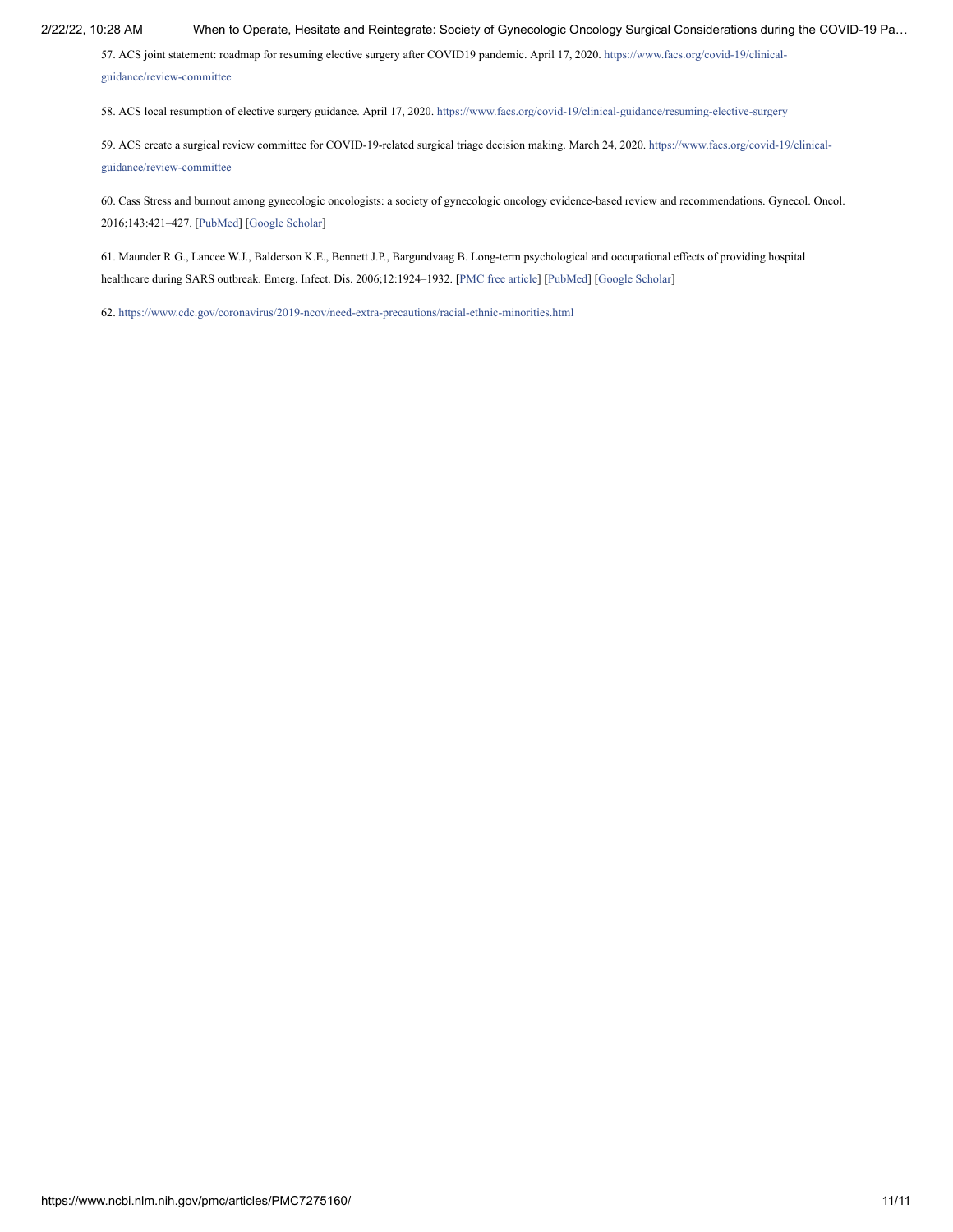57. ACS joint statement: roadmap for resuming elective surgery after COVID19 pandemic. April 17, 2020. https://www.facs.org/covid-19/clinical-guidance/review-committee

58. ACS local resumption of elective surgery guidance. April 17, 2020. https://www.facs.org/covid-19/clinical-guidance/resuming-elective-surgery

59. ACS create a surgical review committee for COVID-19-related surgical triage decision making. March 24, 2020. https://www.facs.org/covid-19/clinical-guidance/review-committee

60. Cass Stress and burnout among gynecologic oncologists: a society of gynecologic oncology evidence-based review and recommendations. Gynecol. Oncol. 2016;143:421–427. [PubMed] [Google Scholar]

61. Maunder R.G., Lancee W.J., Balderson K.E., Bennett J.P., Bargundvaag B. Long-term psychological and occupational effects of providing hospital healthcare during SARS outbreak. Emerg. Infect. Dis. 2006;12:1924–1932. [PMC free article] [PubMed] [Google Scholar]

62. https://www.cdc.gov/coronavirus/2019-ncov/need-extra-precautions/racial-ethnic-minorities.html